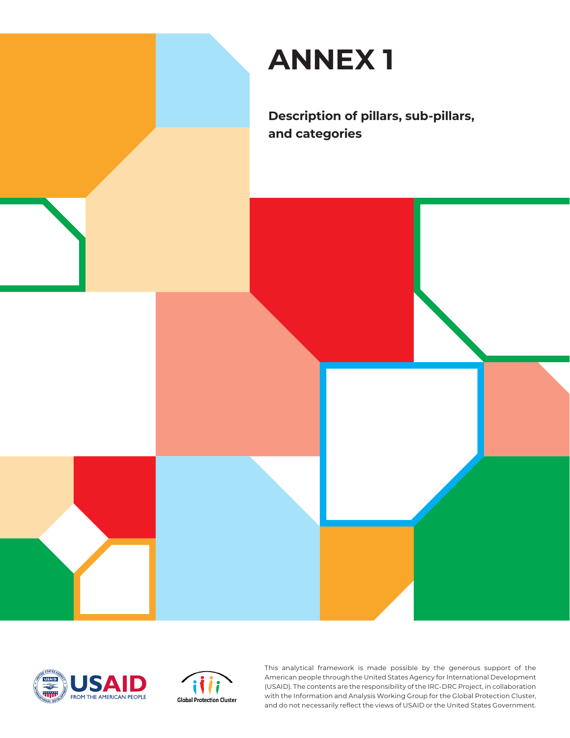# ANNEX 1

## Description of pillars, sub-pillars, and categories

This analytical framework is made possible by the generous support of the American people through the United States Agency for International Development (USAID). The contents are the responsibility of the IRC-DRC Project, in collaboration with the Information and Analysis Working Group for the Global Protection Cluster, and do not necessarily reflect the views of USAID or the United States Government.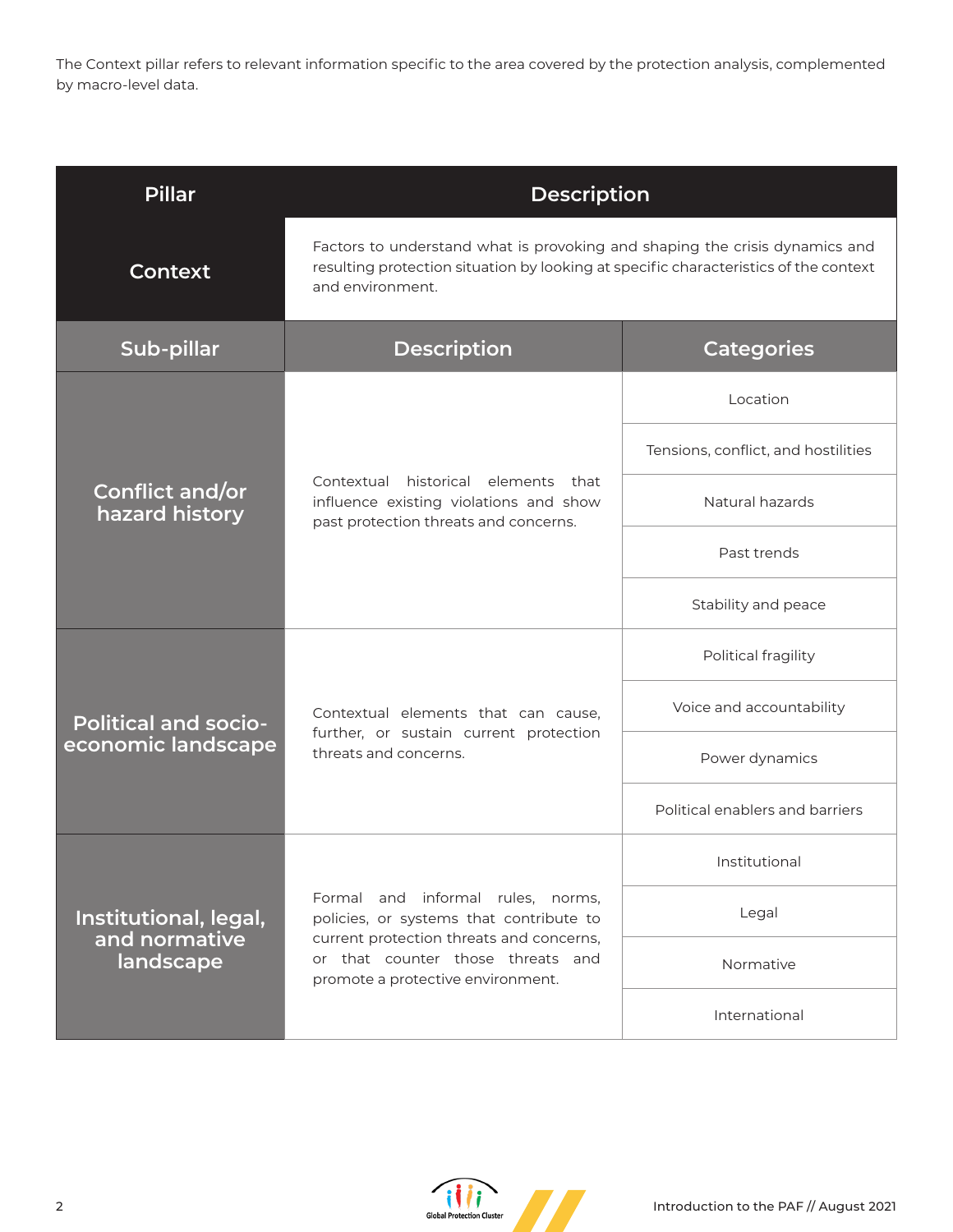The Context pillar refers to relevant information specific to the area covered by the protection analysis, complemented by macro-level data.

| Pillar | Description | |
|---|---|---|
| **Context** | Factors to understand what is provoking and shaping the crisis dynamics and resulting protection situation by looking at specific characteristics of the context and environment. | |
| **Sub-pillar** | **Description** | **Categories** |
| **Conflict and/or hazard history** | Contextual historical elements that influence existing violations and show past protection threats and concerns. | Location |
| | | Tensions, conflict, and hostilities |
| | | Natural hazards |
| | | Past trends |
| | | Stability and peace |
| **Political and socio-economic landscape** | Contextual elements that can cause, further, or sustain current protection threats and concerns. | Political fragility |
| | | Voice and accountability |
| | | Power dynamics |
| | | Political enablers and barriers |
| **Institutional, legal, and normative landscape** | Formal and informal rules, norms, policies, or systems that contribute to current protection threats and concerns, or that counter those threats and promote a protective environment. | Institutional |
| | | Legal |
| | | Normative |
| | | International |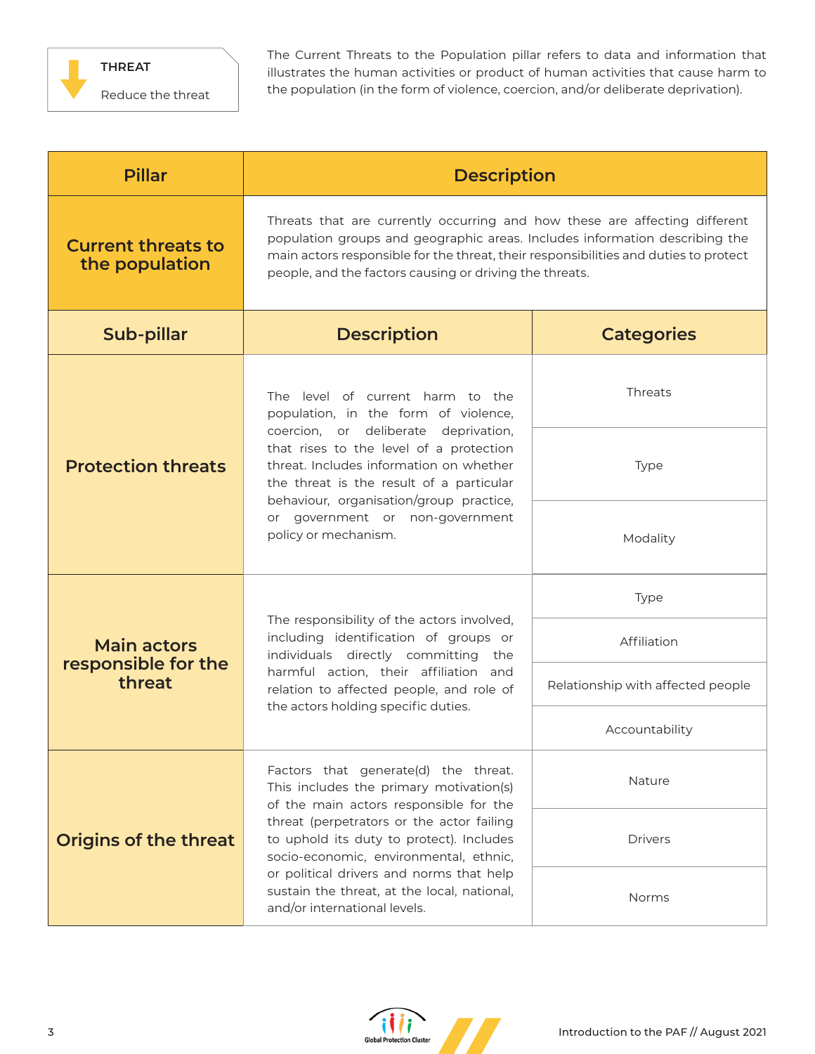**THREAT**

Reduce the threat

The Current Threats to the Population pillar refers to data and information that illustrates the human activities or product of human activities that cause harm to the population (in the form of violence, coercion, and/or deliberate deprivation).

| Pillar | Description | |
|---|---|---|
| **Current threats to the population** | Threats that are currently occurring and how these are affecting different population groups and geographic areas. Includes information describing the main actors responsible for the threat, their responsibilities and duties to protect people, and the factors causing or driving the threats. | |
| **Sub-pillar** | **Description** | **Categories** |
| **Protection threats** | The level of current harm to the population, in the form of violence, coercion, or deliberate deprivation, that rises to the level of a protection threat. Includes information on whether the threat is the result of a particular behaviour, organisation/group practice, or government or non-government policy or mechanism. | Threats |
| | | Type |
| | | Modality |
| **Main actors responsible for the threat** | The responsibility of the actors involved, including identification of groups or individuals directly committing the harmful action, their affiliation and relation to affected people, and role of the actors holding specific duties. | Type |
| | | Affiliation |
| | | Relationship with affected people |
| | | Accountability |
| **Origins of the threat** | Factors that generate(d) the threat. This includes the primary motivation(s) of the main actors responsible for the threat (perpetrators or the actor failing to uphold its duty to protect). Includes socio-economic, environmental, ethnic, or political drivers and norms that help sustain the threat, at the local, national, and/or international levels. | Nature |
| | | Drivers |
| | | Norms |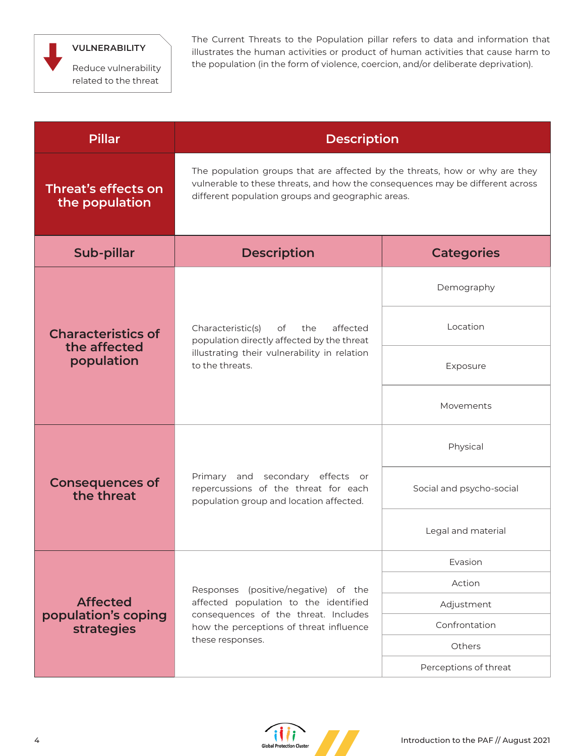**VULNERABILITY**

Reduce vulnerability related to the threat

The Current Threats to the Population pillar refers to data and information that illustrates the human activities or product of human activities that cause harm to the population (in the form of violence, coercion, and/or deliberate deprivation).

| Pillar | Description |
|---|---|
| **Threat's effects on the population** | The population groups that are affected by the threats, how or why are they vulnerable to these threats, and how the consequences may be different across different population groups and geographic areas. |

| Sub-pillar | Description | Categories |
|---|---|---|
| **Characteristics of the affected population** | Characteristic(s) of the affected population directly affected by the threat illustrating their vulnerability in relation to the threats. | Demography |
| | | Location |
| | | Exposure |
| | | Movements |
| **Consequences of the threat** | Primary and secondary effects or repercussions of the threat for each population group and location affected. | Physical |
| | | Social and psycho-social |
| | | Legal and material |
| **Affected population's coping strategies** | Responses (positive/negative) of the affected population to the identified consequences of the threat. Includes how the perceptions of threat influence these responses. | Evasion |
| | | Action |
| | | Adjustment |
| | | Confrontation |
| | | Others |
| | | Perceptions of threat |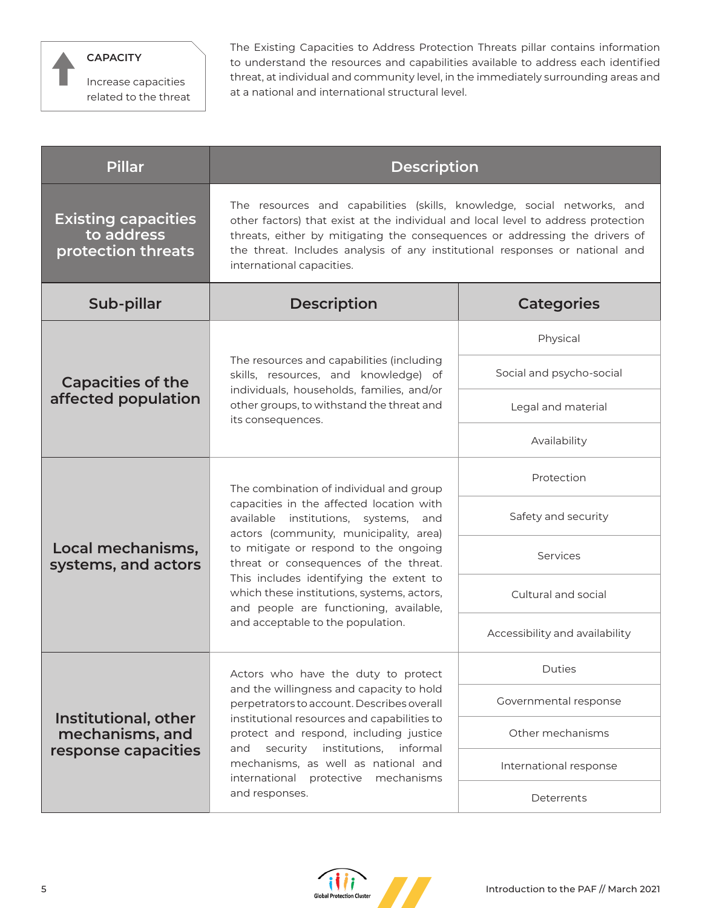**CAPACITY**

Increase capacities related to the threat

The Existing Capacities to Address Protection Threats pillar contains information to understand the resources and capabilities available to address each identified threat, at individual and community level, in the immediately surrounding areas and at a national and international structural level.

| Pillar | Description | |
|---|---|---|
| **Existing capacities to address protection threats** | The resources and capabilities (skills, knowledge, social networks, and other factors) that exist at the individual and local level to address protection threats, either by mitigating the consequences or addressing the drivers of the threat. Includes analysis of any institutional responses or national and international capacities. | |
| **Sub-pillar** | **Description** | **Categories** |
| **Capacities of the affected population** | The resources and capabilities (including skills, resources, and knowledge) of individuals, households, families, and/or other groups, to withstand the threat and its consequences. | Physical |
| | | Social and psycho-social |
| | | Legal and material |
| | | Availability |
| **Local mechanisms, systems, and actors** | The combination of individual and group capacities in the affected location with available institutions, systems, and actors (community, municipality, area) to mitigate or respond to the ongoing threat or consequences of the threat. This includes identifying the extent to which these institutions, systems, actors, and people are functioning, available, and acceptable to the population. | Protection |
| | | Safety and security |
| | | Services |
| | | Cultural and social |
| | | Accessibility and availability |
| **Institutional, other mechanisms, and response capacities** | Actors who have the duty to protect and the willingness and capacity to hold perpetrators to account. Describes overall institutional resources and capabilities to protect and respond, including justice and security institutions, informal mechanisms, as well as national and international protective mechanisms and responses. | Duties |
| | | Governmental response |
| | | Other mechanisms |
| | | International response |
| | | Deterrents |